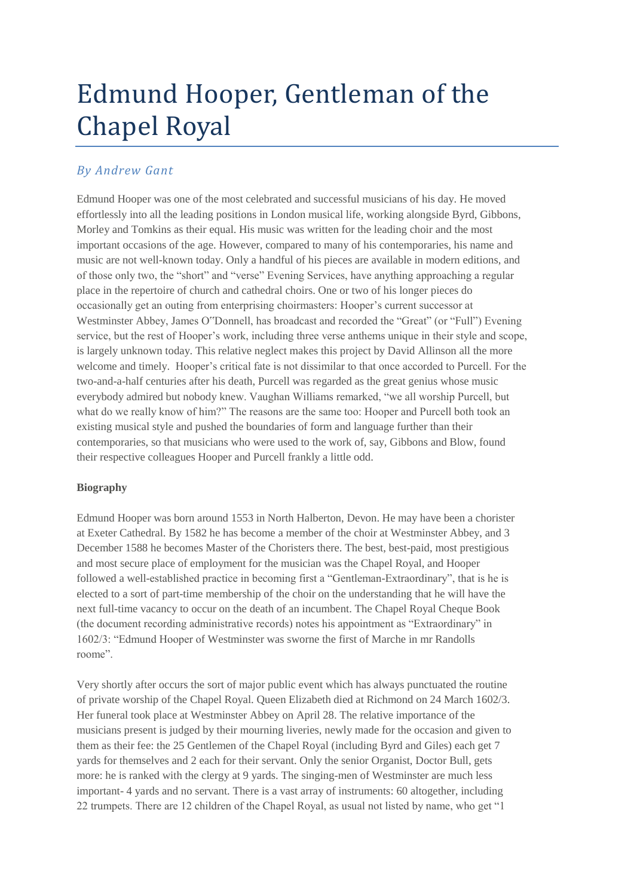# Edmund Hooper, Gentleman of the Chapel Royal

*By Andrew Gant*

Edmund Hooper was one of the most celebrated and successful musicians of his day. He moved effortlessly into all the leading positions in London musical life, working alongside Byrd, Gibbons, Morley and Tomkins as their equal. His music was written for the leading choir and the most important occasions of the age. However, compared to many of his contemporaries, his name and music are not well-known today. Only a handful of his pieces are available in modern editions, and of those only two, the "short" and "verse" Evening Services, have anything approaching a regular place in the repertoire of church and cathedral choirs. One or two of his longer pieces do occasionally get an outing from enterprising choirmasters: Hooper's current successor at Westminster Abbey, James O"Donnell, has broadcast and recorded the "Great" (or "Full") Evening service, but the rest of Hooper's work, including three verse anthems unique in their style and scope, is largely unknown today. This relative neglect makes this project by David Allinson all the more welcome and timely. Hooper's critical fate is not dissimilar to that once accorded to Purcell. For the two-and-a-half centuries after his death, Purcell was regarded as the great genius whose music everybody admired but nobody knew. Vaughan Williams remarked, "we all worship Purcell, but what do we really know of him?" The reasons are the same too: Hooper and Purcell both took an existing musical style and pushed the boundaries of form and language further than their contemporaries, so that musicians who were used to the work of, say, Gibbons and Blow, found their respective colleagues Hooper and Purcell frankly a little odd.

**Biography**

Edmund Hooper was born around 1553 in North Halberton, Devon. He may have been a chorister at Exeter Cathedral. By 1582 he has become a member of the choir at Westminster Abbey, and 3 December 1588 he becomes Master of the Choristers there. The best, best-paid, most prestigious and most secure place of employment for the musician was the Chapel Royal, and Hooper followed a well-established practice in becoming first a "Gentleman-Extraordinary", that is he is elected to a sort of part-time membership of the choir on the understanding that he will have the next full-time vacancy to occur on the death of an incumbent. The Chapel Royal Cheque Book (the document recording administrative records) notes his appointment as "Extraordinary" in 1602/3: "Edmund Hooper of Westminster was sworne the first of Marche in mr Randolls roome".

Very shortly after occurs the sort of major public event which has always punctuated the routine of private worship of the Chapel Royal. Queen Elizabeth died at Richmond on 24 March 1602/3. Her funeral took place at Westminster Abbey on April 28. The relative importance of the musicians present is judged by their mourning liveries, newly made for the occasion and given to them as their fee: the 25 Gentlemen of the Chapel Royal (including Byrd and Giles) each get 7 yards for themselves and 2 each for their servant. Only the senior Organist, Doctor Bull, gets more: he is ranked with the clergy at 9 yards. The singing-men of Westminster are much less important- 4 yards and no servant. There is a vast array of instruments: 60 altogether, including 22 trumpets. There are 12 children of the Chapel Royal, as usual not listed by name, who get "1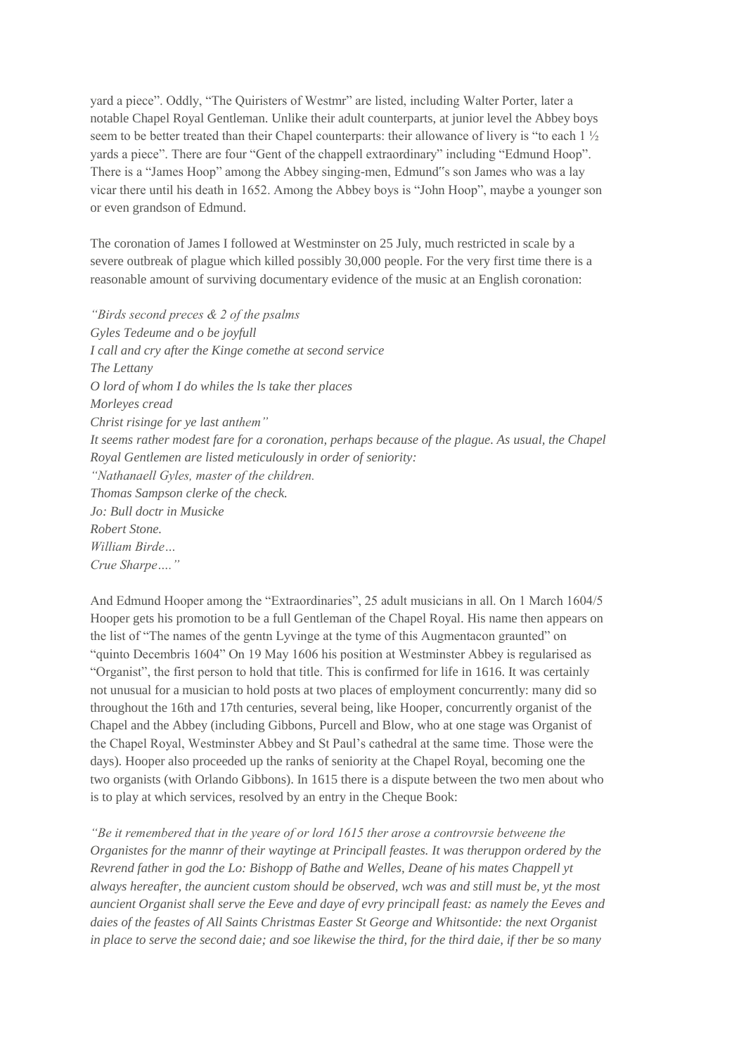yard a piece". Oddly, "The Quiristers of Westmr" are listed, including Walter Porter, later a notable Chapel Royal Gentleman. Unlike their adult counterparts, at junior level the Abbey boys seem to be better treated than their Chapel counterparts: their allowance of livery is "to each 1 ½ yards a piece". There are four "Gent of the chappell extraordinary" including "Edmund Hoop". There is a "James Hoop" among the Abbey singing-men, Edmund"s son James who was a lay vicar there until his death in 1652. Among the Abbey boys is "John Hoop", maybe a younger son or even grandson of Edmund.

The coronation of James I followed at Westminster on 25 July, much restricted in scale by a severe outbreak of plague which killed possibly 30,000 people. For the very first time there is a reasonable amount of surviving documentary evidence of the music at an English coronation:

*"Birds second preces & 2 of the psalms*
*Gyles Tedeume and o be joyfull*
*I call and cry after the Kinge comethe at second service*
*The Lettany*
*O lord of whom I do whiles the ls take ther places*
*Morleyes cread*
*Christ risinge for ye last anthem"*
*It seems rather modest fare for a coronation, perhaps because of the plague. As usual, the Chapel Royal Gentlemen are listed meticulously in order of seniority:*
*"Nathanaell Gyles, master of the children.*
*Thomas Sampson clerke of the check.*
*Jo: Bull doctr in Musicke*
*Robert Stone.*
*William Birde…*
*Crue Sharpe…."*

And Edmund Hooper among the "Extraordinaries", 25 adult musicians in all. On 1 March 1604/5 Hooper gets his promotion to be a full Gentleman of the Chapel Royal. His name then appears on the list of "The names of the gentn Lyvinge at the tyme of this Augmentacon graunted" on "quinto Decembris 1604" On 19 May 1606 his position at Westminster Abbey is regularised as "Organist", the first person to hold that title. This is confirmed for life in 1616. It was certainly not unusual for a musician to hold posts at two places of employment concurrently: many did so throughout the 16th and 17th centuries, several being, like Hooper, concurrently organist of the Chapel and the Abbey (including Gibbons, Purcell and Blow, who at one stage was Organist of the Chapel Royal, Westminster Abbey and St Paul's cathedral at the same time. Those were the days). Hooper also proceeded up the ranks of seniority at the Chapel Royal, becoming one the two organists (with Orlando Gibbons). In 1615 there is a dispute between the two men about who is to play at which services, resolved by an entry in the Cheque Book:

*"Be it remembered that in the yeare of or lord 1615 ther arose a controvrsie betweene the Organistes for the mannr of their waytinge at Principall feastes. It was theruppon ordered by the Revrend father in god the Lo: Bishopp of Bathe and Welles, Deane of his mates Chappell yt always hereafter, the auncient custom should be observed, wch was and still must be, yt the most auncient Organist shall serve the Eeve and daye of evry principall feast: as namely the Eeves and daies of the feastes of All Saints Christmas Easter St George and Whitsontide: the next Organist in place to serve the second daie; and soe likewise the third, for the third daie, if ther be so many*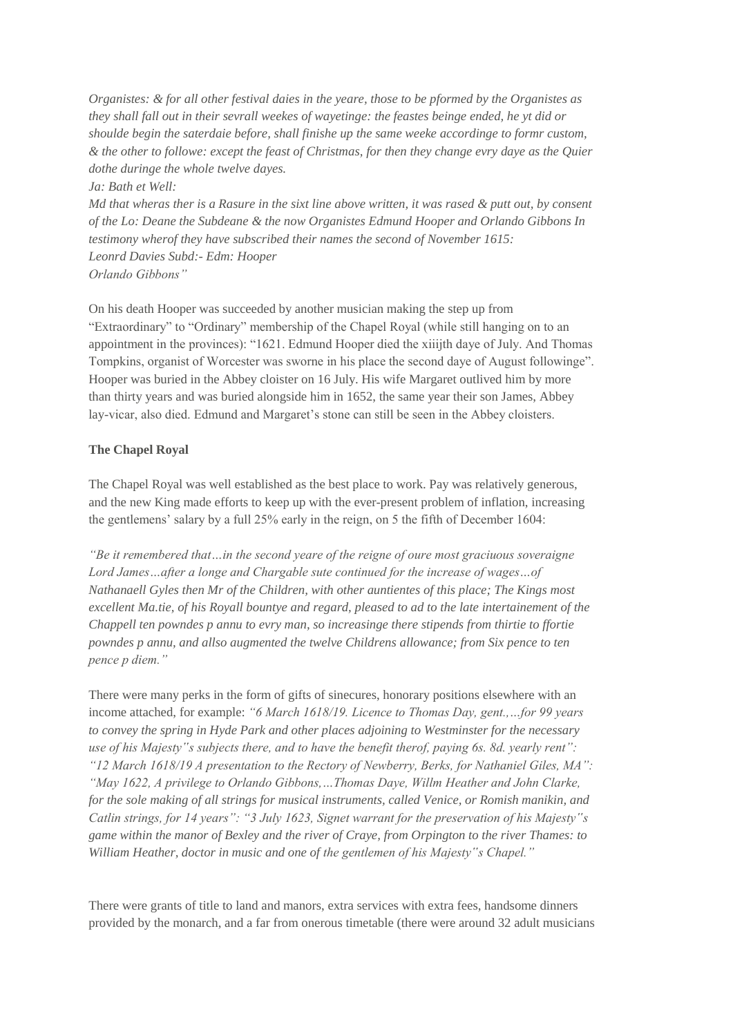*Organistes: & for all other festival daies in the yeare, those to be pformed by the Organistes as they shall fall out in their sevrall weekes of wayetinge: the feastes beinge ended, he yt did or shoulde begin the saterdaie before, shall finishe up the same weeke accordinge to formr custom, & the other to followe: except the feast of Christmas, for then they change evry daye as the Quier dothe duringe the whole twelve dayes.*
*Ja: Bath et Well:*
*Md that wheras ther is a Rasure in the sixt line above written, it was rased & putt out, by consent of the Lo: Deane the Subdeane & the now Organistes Edmund Hooper and Orlando Gibbons In testimony wherof they have subscribed their names the second of November 1615:*
*Leonrd Davies Subd:- Edm: Hooper*
*Orlando Gibbons"*

On his death Hooper was succeeded by another musician making the step up from "Extraordinary" to "Ordinary" membership of the Chapel Royal (while still hanging on to an appointment in the provinces): "1621. Edmund Hooper died the xiiijth daye of July. And Thomas Tompkins, organist of Worcester was sworne in his place the second daye of August followinge". Hooper was buried in the Abbey cloister on 16 July. His wife Margaret outlived him by more than thirty years and was buried alongside him in 1652, the same year their son James, Abbey lay-vicar, also died. Edmund and Margaret's stone can still be seen in the Abbey cloisters.

**The Chapel Royal**

The Chapel Royal was well established as the best place to work. Pay was relatively generous, and the new King made efforts to keep up with the ever-present problem of inflation, increasing the gentlemens' salary by a full 25% early in the reign, on 5 the fifth of December 1604:

*"Be it remembered that…in the second yeare of the reigne of oure most graciuous soveraigne Lord James…after a longe and Chargable sute continued for the increase of wages…of Nathanaell Gyles then Mr of the Children, with other auntientes of this place; The Kings most excellent Ma.tie, of his Royall bountye and regard, pleased to ad to the late intertainement of the Chappell ten powndes p annu to evry man, so increasinge there stipends from thirtie to ffortie powndes p annu, and allso augmented the twelve Childrens allowance; from Six pence to ten pence p diem."*

There were many perks in the form of gifts of sinecures, honorary positions elsewhere with an income attached, for example: *"6 March 1618/19. Licence to Thomas Day, gent.,…for 99 years to convey the spring in Hyde Park and other places adjoining to Westminster for the necessary use of his Majesty"s subjects there, and to have the benefit therof, paying 6s. 8d. yearly rent": "12 March 1618/19 A presentation to the Rectory of Newberry, Berks, for Nathaniel Giles, MA": "May 1622, A privilege to Orlando Gibbons,…Thomas Daye, Willm Heather and John Clarke, for the sole making of all strings for musical instruments, called Venice, or Romish manikin, and Catlin strings, for 14 years": "3 July 1623, Signet warrant for the preservation of his Majesty"s game within the manor of Bexley and the river of Craye, from Orpington to the river Thames: to William Heather, doctor in music and one of the gentlemen of his Majesty"s Chapel."*

There were grants of title to land and manors, extra services with extra fees, handsome dinners provided by the monarch, and a far from onerous timetable (there were around 32 adult musicians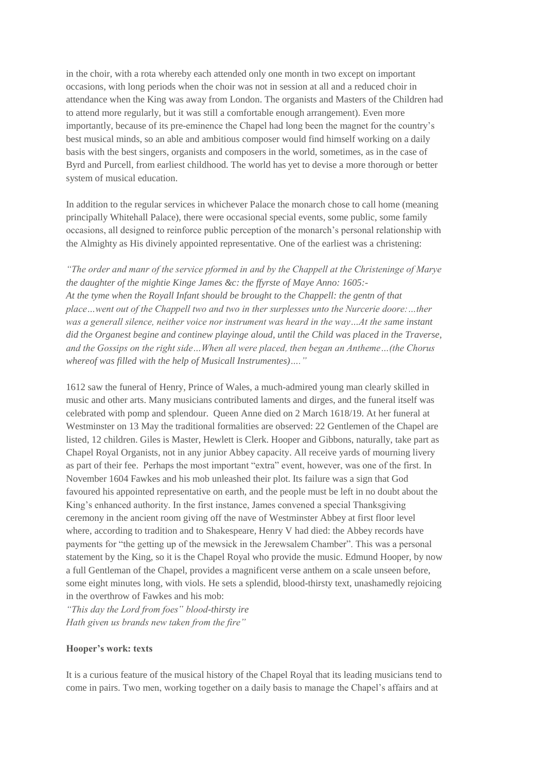in the choir, with a rota whereby each attended only one month in two except on important occasions, with long periods when the choir was not in session at all and a reduced choir in attendance when the King was away from London. The organists and Masters of the Children had to attend more regularly, but it was still a comfortable enough arrangement). Even more importantly, because of its pre-eminence the Chapel had long been the magnet for the country's best musical minds, so an able and ambitious composer would find himself working on a daily basis with the best singers, organists and composers in the world, sometimes, as in the case of Byrd and Purcell, from earliest childhood. The world has yet to devise a more thorough or better system of musical education.

In addition to the regular services in whichever Palace the monarch chose to call home (meaning principally Whitehall Palace), there were occasional special events, some public, some family occasions, all designed to reinforce public perception of the monarch's personal relationship with the Almighty as His divinely appointed representative. One of the earliest was a christening:

*"The order and manr of the service pformed in and by the Chappell at the Christeninge of Marye the daughter of the mightie Kinge James &c: the ffyrste of Maye Anno: 1605:-*
*At the tyme when the Royall Infant should be brought to the Chappell: the gentn of that place…went out of the Chappell two and two in ther surplesses unto the Nurcerie doore:…ther was a generall silence, neither voice nor instrument was heard in the way…At the same instant did the Organest begine and continew playinge aloud, until the Child was placed in the Traverse, and the Gossips on the right side…When all were placed, then began an Antheme…(the Chorus whereof was filled with the help of Musicall Instrumentes)…."*

1612 saw the funeral of Henry, Prince of Wales, a much-admired young man clearly skilled in music and other arts. Many musicians contributed laments and dirges, and the funeral itself was celebrated with pomp and splendour. Queen Anne died on 2 March 1618/19. At her funeral at Westminster on 13 May the traditional formalities are observed: 22 Gentlemen of the Chapel are listed, 12 children. Giles is Master, Hewlett is Clerk. Hooper and Gibbons, naturally, take part as Chapel Royal Organists, not in any junior Abbey capacity. All receive yards of mourning livery as part of their fee. Perhaps the most important "extra" event, however, was one of the first. In November 1604 Fawkes and his mob unleashed their plot. Its failure was a sign that God favoured his appointed representative on earth, and the people must be left in no doubt about the King's enhanced authority. In the first instance, James convened a special Thanksgiving ceremony in the ancient room giving off the nave of Westminster Abbey at first floor level where, according to tradition and to Shakespeare, Henry V had died: the Abbey records have payments for "the getting up of the mewsick in the Jerewsalem Chamber". This was a personal statement by the King, so it is the Chapel Royal who provide the music. Edmund Hooper, by now a full Gentleman of the Chapel, provides a magnificent verse anthem on a scale unseen before, some eight minutes long, with viols. He sets a splendid, blood-thirsty text, unashamedly rejoicing in the overthrow of Fawkes and his mob:
*"This day the Lord from foes" blood-thirsty ire*
*Hath given us brands new taken from the fire"*

**Hooper's work: texts**

It is a curious feature of the musical history of the Chapel Royal that its leading musicians tend to come in pairs. Two men, working together on a daily basis to manage the Chapel's affairs and at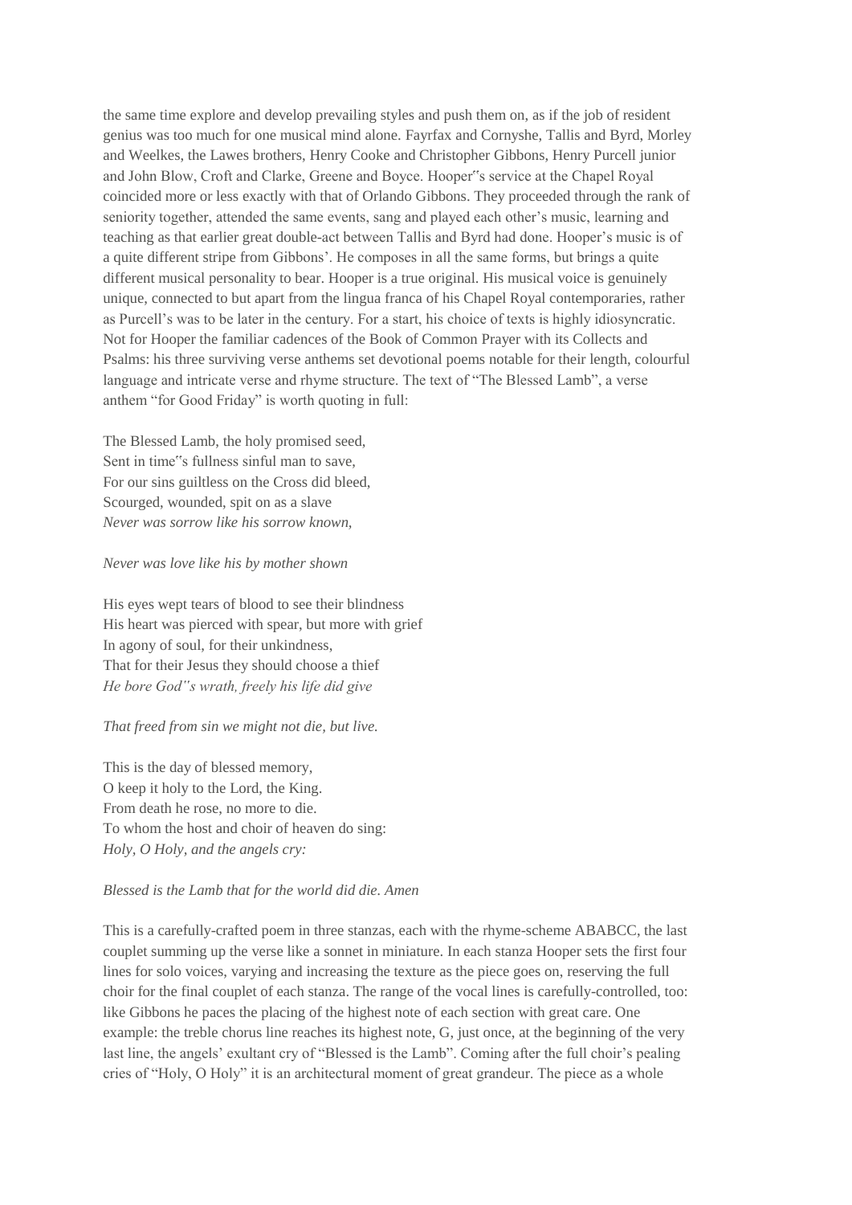the same time explore and develop prevailing styles and push them on, as if the job of resident genius was too much for one musical mind alone. Fayrfax and Cornyshe, Tallis and Byrd, Morley and Weelkes, the Lawes brothers, Henry Cooke and Christopher Gibbons, Henry Purcell junior and John Blow, Croft and Clarke, Greene and Boyce. Hooper"s service at the Chapel Royal coincided more or less exactly with that of Orlando Gibbons. They proceeded through the rank of seniority together, attended the same events, sang and played each other's music, learning and teaching as that earlier great double-act between Tallis and Byrd had done. Hooper's music is of a quite different stripe from Gibbons'. He composes in all the same forms, but brings a quite different musical personality to bear. Hooper is a true original. His musical voice is genuinely unique, connected to but apart from the lingua franca of his Chapel Royal contemporaries, rather as Purcell's was to be later in the century. For a start, his choice of texts is highly idiosyncratic. Not for Hooper the familiar cadences of the Book of Common Prayer with its Collects and Psalms: his three surviving verse anthems set devotional poems notable for their length, colourful language and intricate verse and rhyme structure. The text of "The Blessed Lamb", a verse anthem "for Good Friday" is worth quoting in full:

The Blessed Lamb, the holy promised seed,
Sent in time"s fullness sinful man to save,
For our sins guiltless on the Cross did bleed,
Scourged, wounded, spit on as a slave
*Never was sorrow like his sorrow known,*

*Never was love like his by mother shown*

His eyes wept tears of blood to see their blindness
His heart was pierced with spear, but more with grief
In agony of soul, for their unkindness,
That for their Jesus they should choose a thief
*He bore God"s wrath, freely his life did give*

*That freed from sin we might not die, but live.*

This is the day of blessed memory,
O keep it holy to the Lord, the King.
From death he rose, no more to die.
To whom the host and choir of heaven do sing:
*Holy, O Holy, and the angels cry:*

*Blessed is the Lamb that for the world did die. Amen*

This is a carefully-crafted poem in three stanzas, each with the rhyme-scheme ABABCC, the last couplet summing up the verse like a sonnet in miniature. In each stanza Hooper sets the first four lines for solo voices, varying and increasing the texture as the piece goes on, reserving the full choir for the final couplet of each stanza. The range of the vocal lines is carefully-controlled, too: like Gibbons he paces the placing of the highest note of each section with great care. One example: the treble chorus line reaches its highest note, G, just once, at the beginning of the very last line, the angels' exultant cry of "Blessed is the Lamb". Coming after the full choir's pealing cries of "Holy, O Holy" it is an architectural moment of great grandeur. The piece as a whole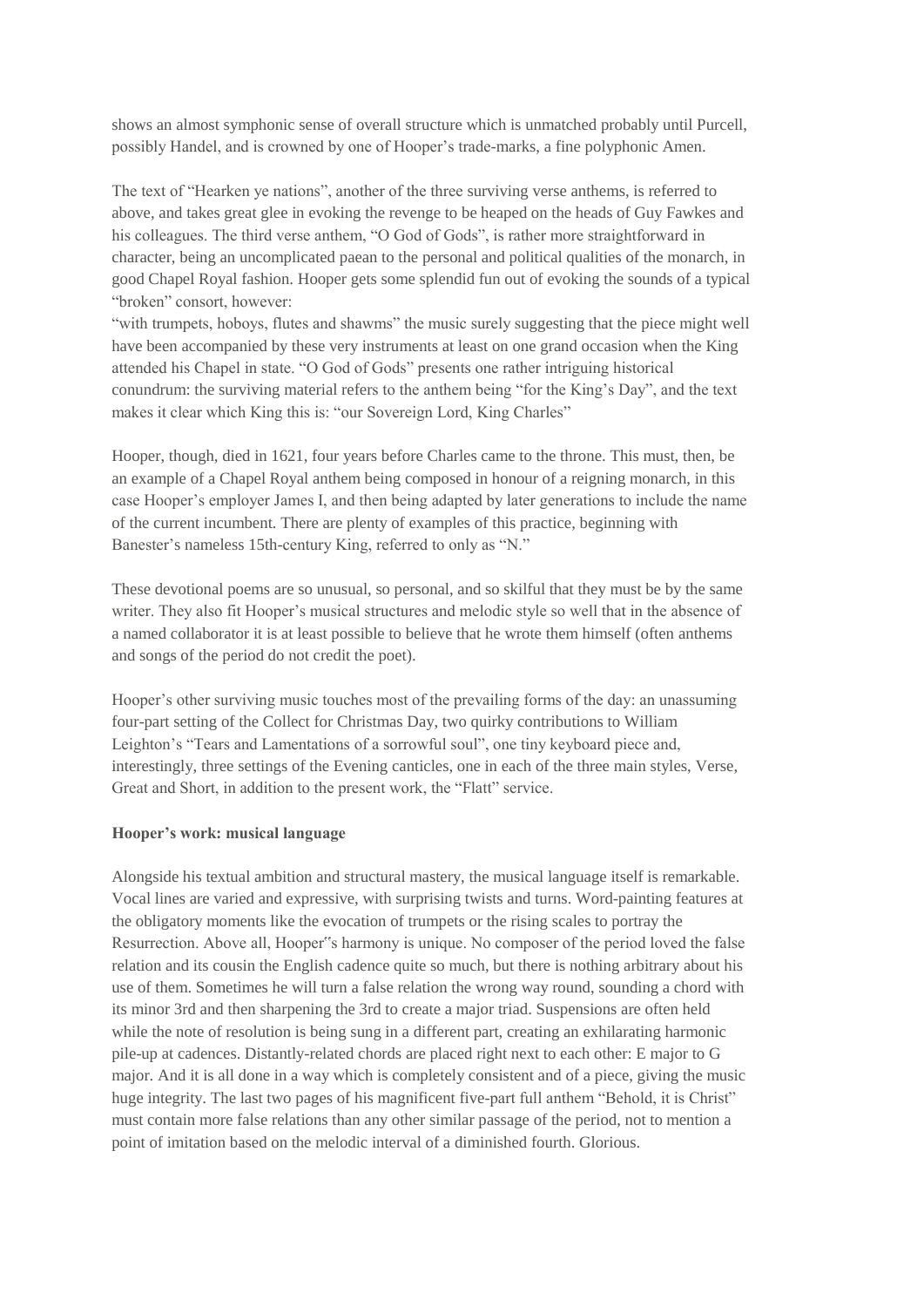shows an almost symphonic sense of overall structure which is unmatched probably until Purcell, possibly Handel, and is crowned by one of Hooper's trade-marks, a fine polyphonic Amen.

The text of "Hearken ye nations", another of the three surviving verse anthems, is referred to above, and takes great glee in evoking the revenge to be heaped on the heads of Guy Fawkes and his colleagues. The third verse anthem, "O God of Gods", is rather more straightforward in character, being an uncomplicated paean to the personal and political qualities of the monarch, in good Chapel Royal fashion. Hooper gets some splendid fun out of evoking the sounds of a typical "broken" consort, however:
"with trumpets, hoboys, flutes and shawms" the music surely suggesting that the piece might well have been accompanied by these very instruments at least on one grand occasion when the King attended his Chapel in state. "O God of Gods" presents one rather intriguing historical conundrum: the surviving material refers to the anthem being "for the King's Day", and the text makes it clear which King this is: "our Sovereign Lord, King Charles"

Hooper, though, died in 1621, four years before Charles came to the throne. This must, then, be an example of a Chapel Royal anthem being composed in honour of a reigning monarch, in this case Hooper's employer James I, and then being adapted by later generations to include the name of the current incumbent. There are plenty of examples of this practice, beginning with Banester's nameless 15th-century King, referred to only as "N."

These devotional poems are so unusual, so personal, and so skilful that they must be by the same writer. They also fit Hooper's musical structures and melodic style so well that in the absence of a named collaborator it is at least possible to believe that he wrote them himself (often anthems and songs of the period do not credit the poet).

Hooper's other surviving music touches most of the prevailing forms of the day: an unassuming four-part setting of the Collect for Christmas Day, two quirky contributions to William Leighton's "Tears and Lamentations of a sorrowful soul", one tiny keyboard piece and, interestingly, three settings of the Evening canticles, one in each of the three main styles, Verse, Great and Short, in addition to the present work, the "Flatt" service.

**Hooper's work: musical language**

Alongside his textual ambition and structural mastery, the musical language itself is remarkable. Vocal lines are varied and expressive, with surprising twists and turns. Word-painting features at the obligatory moments like the evocation of trumpets or the rising scales to portray the Resurrection. Above all, Hooper"s harmony is unique. No composer of the period loved the false relation and its cousin the English cadence quite so much, but there is nothing arbitrary about his use of them. Sometimes he will turn a false relation the wrong way round, sounding a chord with its minor 3rd and then sharpening the 3rd to create a major triad. Suspensions are often held while the note of resolution is being sung in a different part, creating an exhilarating harmonic pile-up at cadences. Distantly-related chords are placed right next to each other: E major to G major. And it is all done in a way which is completely consistent and of a piece, giving the music huge integrity. The last two pages of his magnificent five-part full anthem "Behold, it is Christ" must contain more false relations than any other similar passage of the period, not to mention a point of imitation based on the melodic interval of a diminished fourth. Glorious.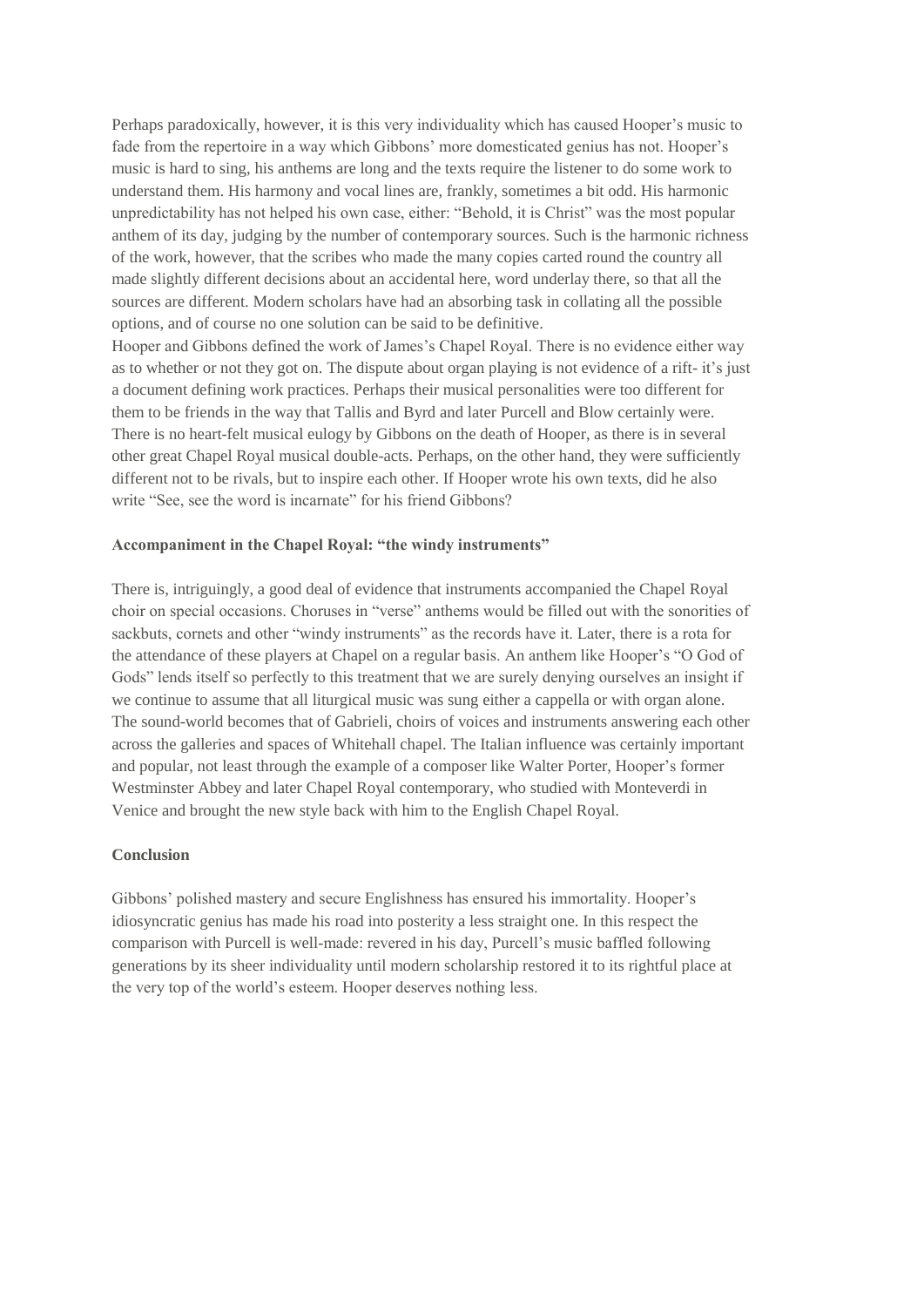Perhaps paradoxically, however, it is this very individuality which has caused Hooper's music to fade from the repertoire in a way which Gibbons' more domesticated genius has not. Hooper's music is hard to sing, his anthems are long and the texts require the listener to do some work to understand them. His harmony and vocal lines are, frankly, sometimes a bit odd. His harmonic unpredictability has not helped his own case, either: "Behold, it is Christ" was the most popular anthem of its day, judging by the number of contemporary sources. Such is the harmonic richness of the work, however, that the scribes who made the many copies carted round the country all made slightly different decisions about an accidental here, word underlay there, so that all the sources are different. Modern scholars have had an absorbing task in collating all the possible options, and of course no one solution can be said to be definitive.

Hooper and Gibbons defined the work of James's Chapel Royal. There is no evidence either way as to whether or not they got on. The dispute about organ playing is not evidence of a rift- it's just a document defining work practices. Perhaps their musical personalities were too different for them to be friends in the way that Tallis and Byrd and later Purcell and Blow certainly were. There is no heart-felt musical eulogy by Gibbons on the death of Hooper, as there is in several other great Chapel Royal musical double-acts. Perhaps, on the other hand, they were sufficiently different not to be rivals, but to inspire each other. If Hooper wrote his own texts, did he also write "See, see the word is incarnate" for his friend Gibbons?

**Accompaniment in the Chapel Royal: "the windy instruments"**

There is, intriguingly, a good deal of evidence that instruments accompanied the Chapel Royal choir on special occasions. Choruses in "verse" anthems would be filled out with the sonorities of sackbuts, cornets and other "windy instruments" as the records have it. Later, there is a rota for the attendance of these players at Chapel on a regular basis. An anthem like Hooper's "O God of Gods" lends itself so perfectly to this treatment that we are surely denying ourselves an insight if we continue to assume that all liturgical music was sung either a cappella or with organ alone. The sound-world becomes that of Gabrieli, choirs of voices and instruments answering each other across the galleries and spaces of Whitehall chapel. The Italian influence was certainly important and popular, not least through the example of a composer like Walter Porter, Hooper's former Westminster Abbey and later Chapel Royal contemporary, who studied with Monteverdi in Venice and brought the new style back with him to the English Chapel Royal.

**Conclusion**

Gibbons' polished mastery and secure Englishness has ensured his immortality. Hooper's idiosyncratic genius has made his road into posterity a less straight one. In this respect the comparison with Purcell is well-made: revered in his day, Purcell's music baffled following generations by its sheer individuality until modern scholarship restored it to its rightful place at the very top of the world's esteem. Hooper deserves nothing less.